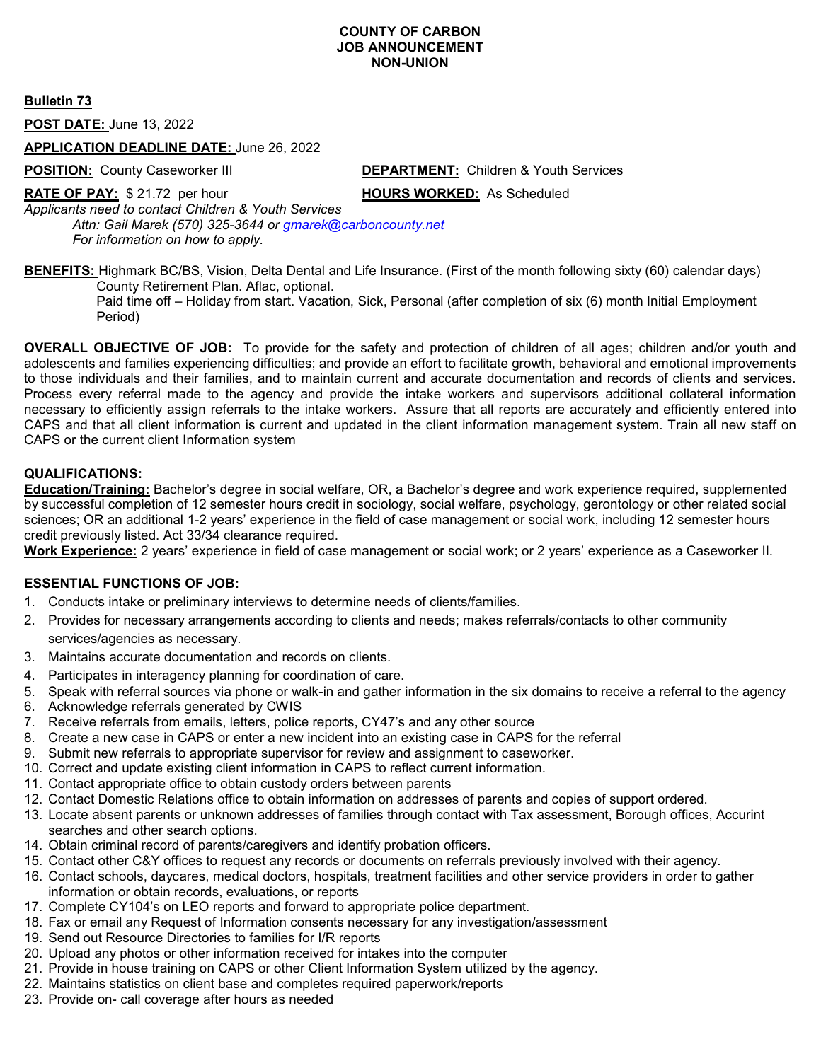**COUNTY OF CARBON**
**JOB ANNOUNCEMENT**
**NON-UNION**

**Bulletin 73**

**POST DATE:** June 13, 2022

**APPLICATION DEADLINE DATE:** June 26, 2022

**POSITION:** County Caseworker III **DEPARTMENT:** Children & Youth Services

**RATE OF PAY:** $ 21.72 per hour **HOURS WORKED:** As Scheduled

*Applicants need to contact Children & Youth Services*
*Attn: Gail Marek (570) 325-3644 or gmarek@carboncounty.net*
*For information on how to apply.*

**BENEFITS:** Highmark BC/BS, Vision, Delta Dental and Life Insurance. (First of the month following sixty (60) calendar days) County Retirement Plan. Aflac, optional.
Paid time off – Holiday from start. Vacation, Sick, Personal (after completion of six (6) month Initial Employment Period)

**OVERALL OBJECTIVE OF JOB:** To provide for the safety and protection of children of all ages; children and/or youth and adolescents and families experiencing difficulties; and provide an effort to facilitate growth, behavioral and emotional improvements to those individuals and their families, and to maintain current and accurate documentation and records of clients and services. Process every referral made to the agency and provide the intake workers and supervisors additional collateral information necessary to efficiently assign referrals to the intake workers. Assure that all reports are accurately and efficiently entered into CAPS and that all client information is current and updated in the client information management system. Train all new staff on CAPS or the current client Information system

**QUALIFICATIONS:**

**Education/Training:** Bachelor's degree in social welfare, OR, a Bachelor's degree and work experience required, supplemented by successful completion of 12 semester hours credit in sociology, social welfare, psychology, gerontology or other related social sciences; OR an additional 1-2 years' experience in the field of case management or social work, including 12 semester hours credit previously listed. Act 33/34 clearance required.

**Work Experience:** 2 years' experience in field of case management or social work; or 2 years' experience as a Caseworker II.

**ESSENTIAL FUNCTIONS OF JOB:**

1. Conducts intake or preliminary interviews to determine needs of clients/families.
2. Provides for necessary arrangements according to clients and needs; makes referrals/contacts to other community services/agencies as necessary.
3. Maintains accurate documentation and records on clients.
4. Participates in interagency planning for coordination of care.
5. Speak with referral sources via phone or walk-in and gather information in the six domains to receive a referral to the agency
6. Acknowledge referrals generated by CWIS
7. Receive referrals from emails, letters, police reports, CY47's and any other source
8. Create a new case in CAPS or enter a new incident into an existing case in CAPS for the referral
9. Submit new referrals to appropriate supervisor for review and assignment to caseworker.
10. Correct and update existing client information in CAPS to reflect current information.
11. Contact appropriate office to obtain custody orders between parents
12. Contact Domestic Relations office to obtain information on addresses of parents and copies of support ordered.
13. Locate absent parents or unknown addresses of families through contact with Tax assessment, Borough offices, Accurint searches and other search options.
14. Obtain criminal record of parents/caregivers and identify probation officers.
15. Contact other C&Y offices to request any records or documents on referrals previously involved with their agency.
16. Contact schools, daycares, medical doctors, hospitals, treatment facilities and other service providers in order to gather information or obtain records, evaluations, or reports
17. Complete CY104's on LEO reports and forward to appropriate police department.
18. Fax or email any Request of Information consents necessary for any investigation/assessment
19. Send out Resource Directories to families for I/R reports
20. Upload any photos or other information received for intakes into the computer
21. Provide in house training on CAPS or other Client Information System utilized by the agency.
22. Maintains statistics on client base and completes required paperwork/reports
23. Provide on- call coverage after hours as needed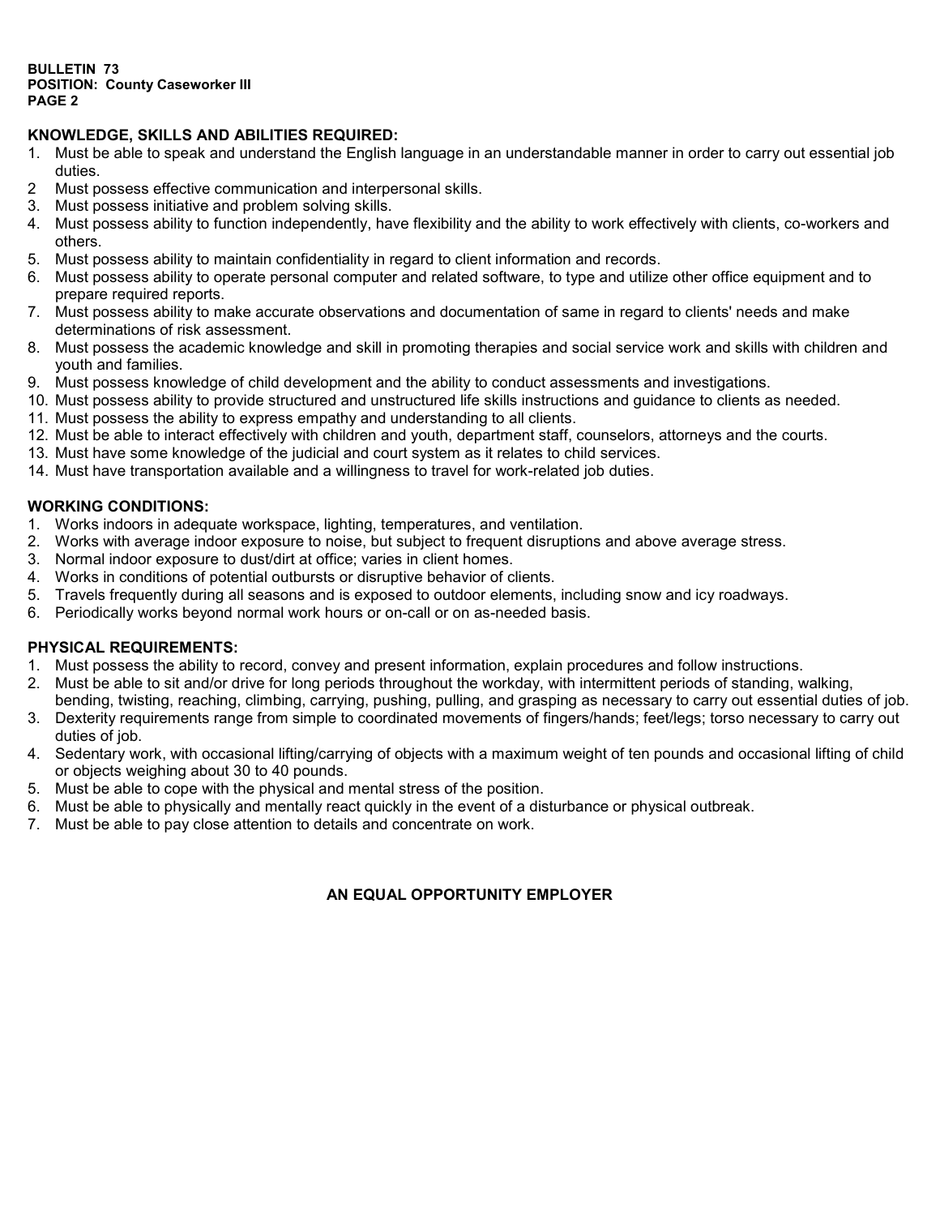**KNOWLEDGE, SKILLS AND ABILITIES REQUIRED:**

1. Must be able to speak and understand the English language in an understandable manner in order to carry out essential job duties.
2. Must possess effective communication and interpersonal skills.
3. Must possess initiative and problem solving skills.
4. Must possess ability to function independently, have flexibility and the ability to work effectively with clients, co-workers and others.
5. Must possess ability to maintain confidentiality in regard to client information and records.
6. Must possess ability to operate personal computer and related software, to type and utilize other office equipment and to prepare required reports.
7. Must possess ability to make accurate observations and documentation of same in regard to clients' needs and make determinations of risk assessment.
8. Must possess the academic knowledge and skill in promoting therapies and social service work and skills with children and youth and families.
9. Must possess knowledge of child development and the ability to conduct assessments and investigations.
10. Must possess ability to provide structured and unstructured life skills instructions and guidance to clients as needed.
11. Must possess the ability to express empathy and understanding to all clients.
12. Must be able to interact effectively with children and youth, department staff, counselors, attorneys and the courts.
13. Must have some knowledge of the judicial and court system as it relates to child services.
14. Must have transportation available and a willingness to travel for work-related job duties.

**WORKING CONDITIONS:**

1. Works indoors in adequate workspace, lighting, temperatures, and ventilation.
2. Works with average indoor exposure to noise, but subject to frequent disruptions and above average stress.
3. Normal indoor exposure to dust/dirt at office; varies in client homes.
4. Works in conditions of potential outbursts or disruptive behavior of clients.
5. Travels frequently during all seasons and is exposed to outdoor elements, including snow and icy roadways.
6. Periodically works beyond normal work hours or on-call or on as-needed basis.

**PHYSICAL REQUIREMENTS:**

1. Must possess the ability to record, convey and present information, explain procedures and follow instructions.
2. Must be able to sit and/or drive for long periods throughout the workday, with intermittent periods of standing, walking, bending, twisting, reaching, climbing, carrying, pushing, pulling, and grasping as necessary to carry out essential duties of job.
3. Dexterity requirements range from simple to coordinated movements of fingers/hands; feet/legs; torso necessary to carry out duties of job.
4. Sedentary work, with occasional lifting/carrying of objects with a maximum weight of ten pounds and occasional lifting of child or objects weighing about 30 to 40 pounds.
5. Must be able to cope with the physical and mental stress of the position.
6. Must be able to physically and mentally react quickly in the event of a disturbance or physical outbreak.
7. Must be able to pay close attention to details and concentrate on work.

**AN EQUAL OPPORTUNITY EMPLOYER**